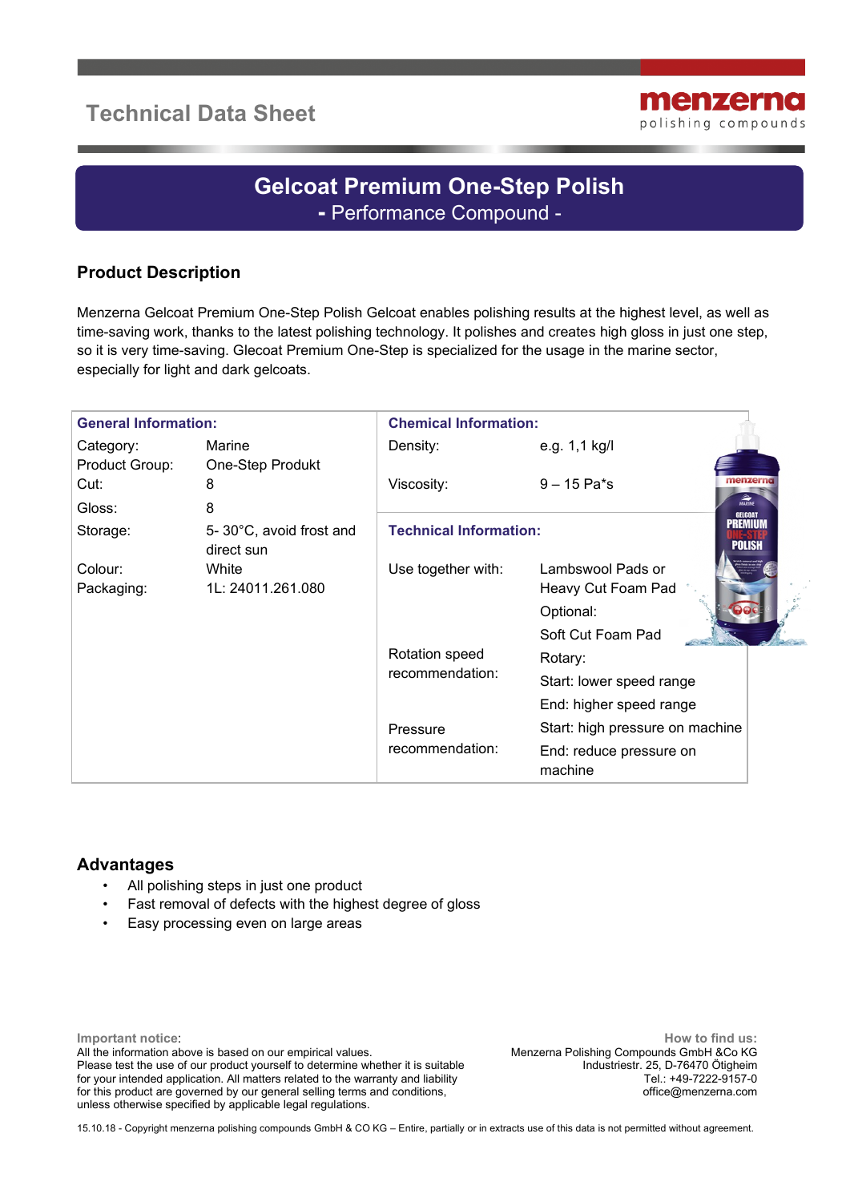# Technical Data Sheet

menzerna
polishing compounds

## Gelcoat Premium One-Step Polish

**-** Performance Compound -

### Product Description

Menzerna Gelcoat Premium One-Step Polish Gelcoat enables polishing results at the highest level, as well as time-saving work, thanks to the latest polishing technology. It polishes and creates high gloss in just one step, so it is very time-saving. Glecoat Premium One-Step is specialized for the usage in the marine sector, especially for light and dark gelcoats.

| General Information: | | Chemical Information: | |
|---|---|---|---|
| Category: | Marine | Density: | e.g. 1,1 kg/l |
| Product Group: | One-Step Produkt | | |
| Cut: | 8 | Viscosity: | 9 – 15 Pa*s |
| Gloss: | 8 | | |
| Storage: | 5- 30°C, avoid frost and direct sun | **Technical Information:** | |
| Colour: | White | Use together with: | Lambswool Pads or Heavy Cut Foam Pad<br>Optional:<br>Soft Cut Foam Pad |
| Packaging: | 1L: 24011.261.080 | | |
| | | Rotation speed recommendation: | Rotary:<br>Start: lower speed range<br>End: higher speed range |
| | | Pressure recommendation: | Start: high pressure on machine<br>End: reduce pressure on machine |

### Advantages

- All polishing steps in just one product
- Fast removal of defects with the highest degree of gloss
- Easy processing even on large areas

**Important notice:**
All the information above is based on our empirical values.
Please test the use of our product yourself to determine whether it is suitable for your intended application. All matters related to the warranty and liability for this product are governed by our general selling terms and conditions, unless otherwise specified by applicable legal regulations.

**How to find us:**
Menzerna Polishing Compounds GmbH &Co KG
Industriestr. 25, D-76470 Ötigheim
Tel.: +49-7222-9157-0
office@menzerna.com

15.10.18 - Copyright menzerna polishing compounds GmbH & CO KG – Entire, partially or in extracts use of this data is not permitted without agreement.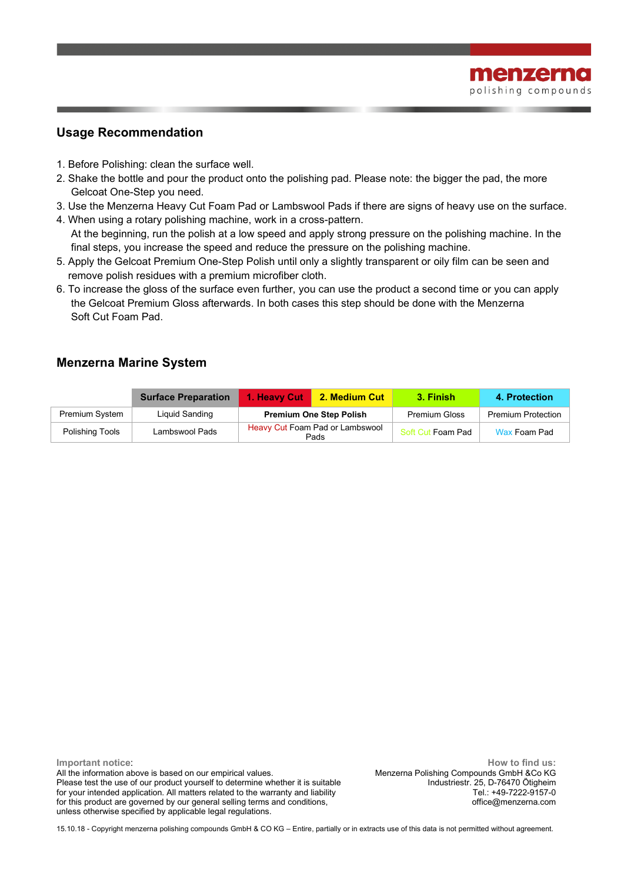## Usage Recommendation

1. Before Polishing: clean the surface well.
2. Shake the bottle and pour the product onto the polishing pad. Please note: the bigger the pad, the more Gelcoat One-Step you need.
3. Use the Menzerna Heavy Cut Foam Pad or Lambswool Pads if there are signs of heavy use on the surface.
4. When using a rotary polishing machine, work in a cross-pattern.
   At the beginning, run the polish at a low speed and apply strong pressure on the polishing machine. In the final steps, you increase the speed and reduce the pressure on the polishing machine.
5. Apply the Gelcoat Premium One-Step Polish until only a slightly transparent or oily film can be seen and remove polish residues with a premium microfiber cloth.
6. To increase the gloss of the surface even further, you can use the product a second time or you can apply the Gelcoat Premium Gloss afterwards. In both cases this step should be done with the Menzerna Soft Cut Foam Pad.

## Menzerna Marine System

| | Surface Preparation | 1. Heavy Cut | 2. Medium Cut | 3. Finish | 4. Protection |
|---|---|---|---|---|---|
| Premium System | Liquid Sanding | **Premium One Step Polish** | | Premium Gloss | Premium Protection |
| Polishing Tools | Lambswool Pads | Heavy Cut Foam Pad or Lambswool Pads | | Soft Cut Foam Pad | Wax Foam Pad |

**Important notice:**
All the information above is based on our empirical values.
Please test the use of our product yourself to determine whether it is suitable for your intended application. All matters related to the warranty and liability for this product are governed by our general selling terms and conditions, unless otherwise specified by applicable legal regulations.

**How to find us:**
Menzerna Polishing Compounds GmbH &Co KG
Industriestr. 25, D-76470 Ötigheim
Tel.: +49-7222-9157-0
office@menzerna.com

15.10.18 - Copyright menzerna polishing compounds GmbH & CO KG – Entire, partially or in extracts use of this data is not permitted without agreement.